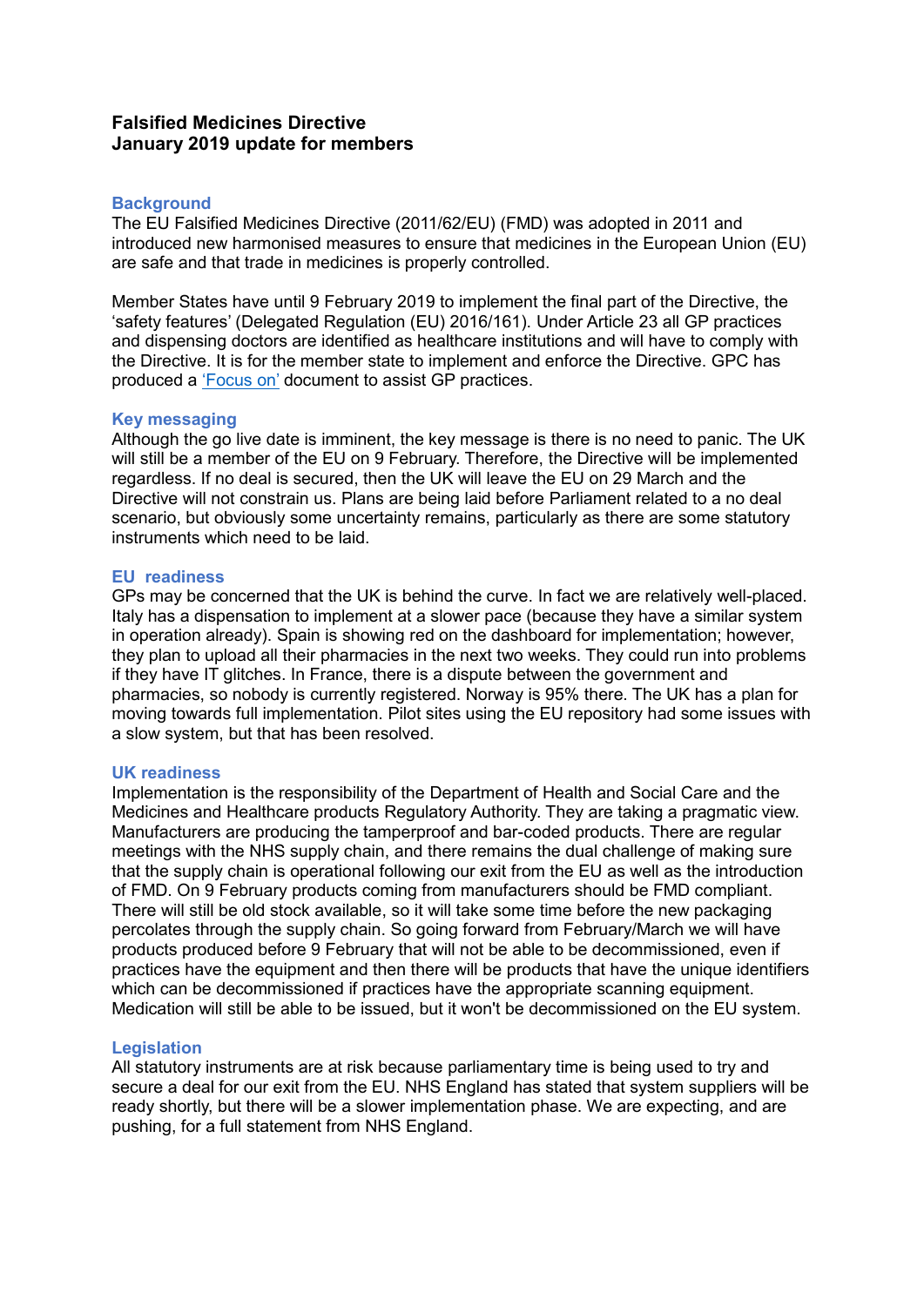**Falsified Medicines Directive**
**January 2019 update for members**

## Background

The EU Falsified Medicines Directive (2011/62/EU) (FMD) was adopted in 2011 and introduced new harmonised measures to ensure that medicines in the European Union (EU) are safe and that trade in medicines is properly controlled.

Member States have until 9 February 2019 to implement the final part of the Directive, the 'safety features' (Delegated Regulation (EU) 2016/161). Under Article 23 all GP practices and dispensing doctors are identified as healthcare institutions and will have to comply with the Directive. It is for the member state to implement and enforce the Directive. GPC has produced a 'Focus on' document to assist GP practices.

## Key messaging

Although the go live date is imminent, the key message is there is no need to panic. The UK will still be a member of the EU on 9 February. Therefore, the Directive will be implemented regardless. If no deal is secured, then the UK will leave the EU on 29 March and the Directive will not constrain us. Plans are being laid before Parliament related to a no deal scenario, but obviously some uncertainty remains, particularly as there are some statutory instruments which need to be laid.

## EU readiness

GPs may be concerned that the UK is behind the curve. In fact we are relatively well-placed. Italy has a dispensation to implement at a slower pace (because they have a similar system in operation already). Spain is showing red on the dashboard for implementation; however, they plan to upload all their pharmacies in the next two weeks. They could run into problems if they have IT glitches. In France, there is a dispute between the government and pharmacies, so nobody is currently registered. Norway is 95% there. The UK has a plan for moving towards full implementation. Pilot sites using the EU repository had some issues with a slow system, but that has been resolved.

## UK readiness

Implementation is the responsibility of the Department of Health and Social Care and the Medicines and Healthcare products Regulatory Authority. They are taking a pragmatic view. Manufacturers are producing the tamperproof and bar-coded products. There are regular meetings with the NHS supply chain, and there remains the dual challenge of making sure that the supply chain is operational following our exit from the EU as well as the introduction of FMD. On 9 February products coming from manufacturers should be FMD compliant. There will still be old stock available, so it will take some time before the new packaging percolates through the supply chain. So going forward from February/March we will have products produced before 9 February that will not be able to be decommissioned, even if practices have the equipment and then there will be products that have the unique identifiers which can be decommissioned if practices have the appropriate scanning equipment. Medication will still be able to be issued, but it won't be decommissioned on the EU system.

## Legislation

All statutory instruments are at risk because parliamentary time is being used to try and secure a deal for our exit from the EU. NHS England has stated that system suppliers will be ready shortly, but there will be a slower implementation phase. We are expecting, and are pushing, for a full statement from NHS England.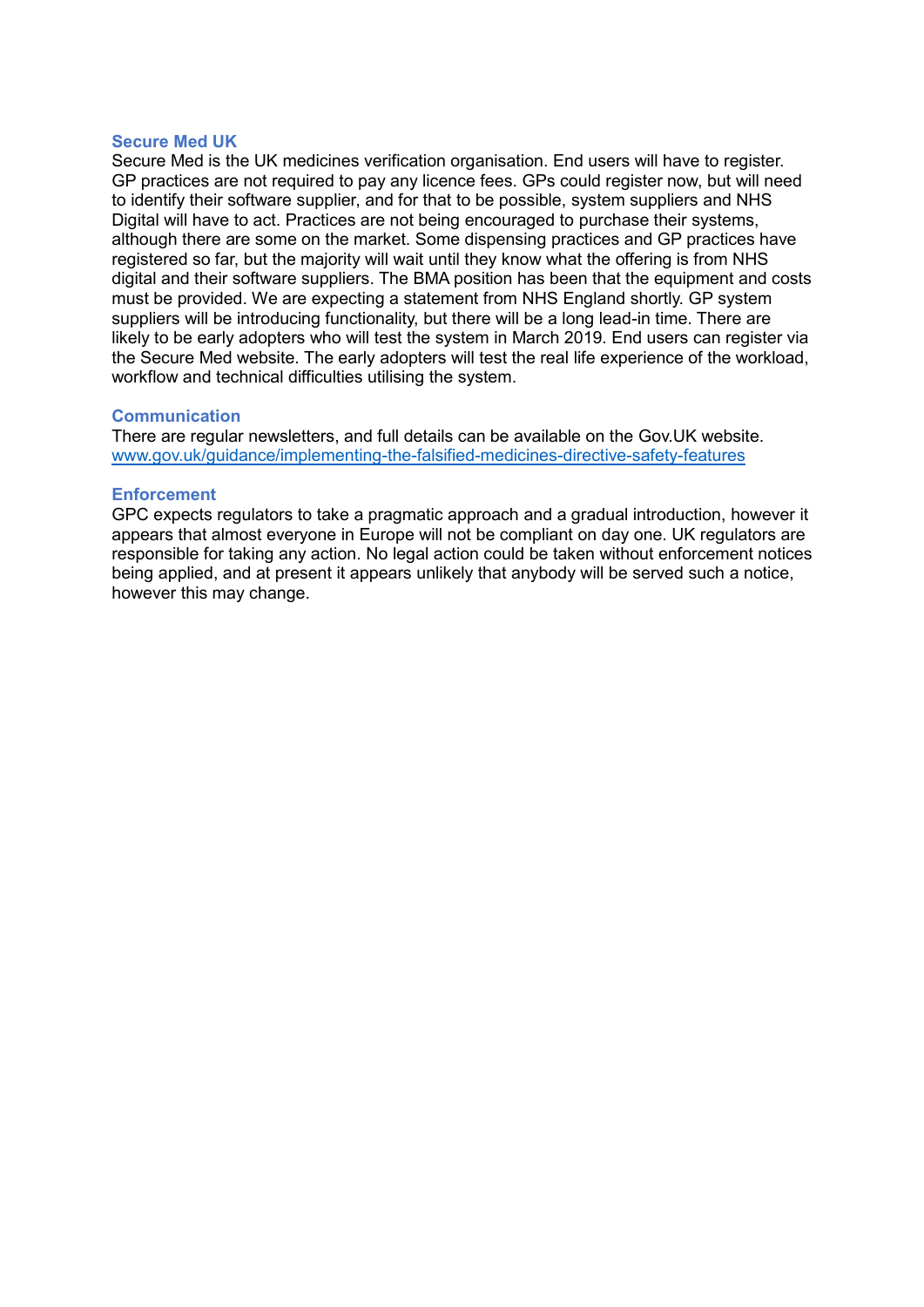## Secure Med UK

Secure Med is the UK medicines verification organisation. End users will have to register. GP practices are not required to pay any licence fees. GPs could register now, but will need to identify their software supplier, and for that to be possible, system suppliers and NHS Digital will have to act. Practices are not being encouraged to purchase their systems, although there are some on the market. Some dispensing practices and GP practices have registered so far, but the majority will wait until they know what the offering is from NHS digital and their software suppliers. The BMA position has been that the equipment and costs must be provided. We are expecting a statement from NHS England shortly. GP system suppliers will be introducing functionality, but there will be a long lead-in time. There are likely to be early adopters who will test the system in March 2019. End users can register via the Secure Med website. The early adopters will test the real life experience of the workload, workflow and technical difficulties utilising the system.

## Communication

There are regular newsletters, and full details can be available on the Gov.UK website.
[www.gov.uk/guidance/implementing-the-falsified-medicines-directive-safety-features](http://www.gov.uk/guidance/implementing-the-falsified-medicines-directive-safety-features)

## Enforcement

GPC expects regulators to take a pragmatic approach and a gradual introduction, however it appears that almost everyone in Europe will not be compliant on day one. UK regulators are responsible for taking any action. No legal action could be taken without enforcement notices being applied, and at present it appears unlikely that anybody will be served such a notice, however this may change.